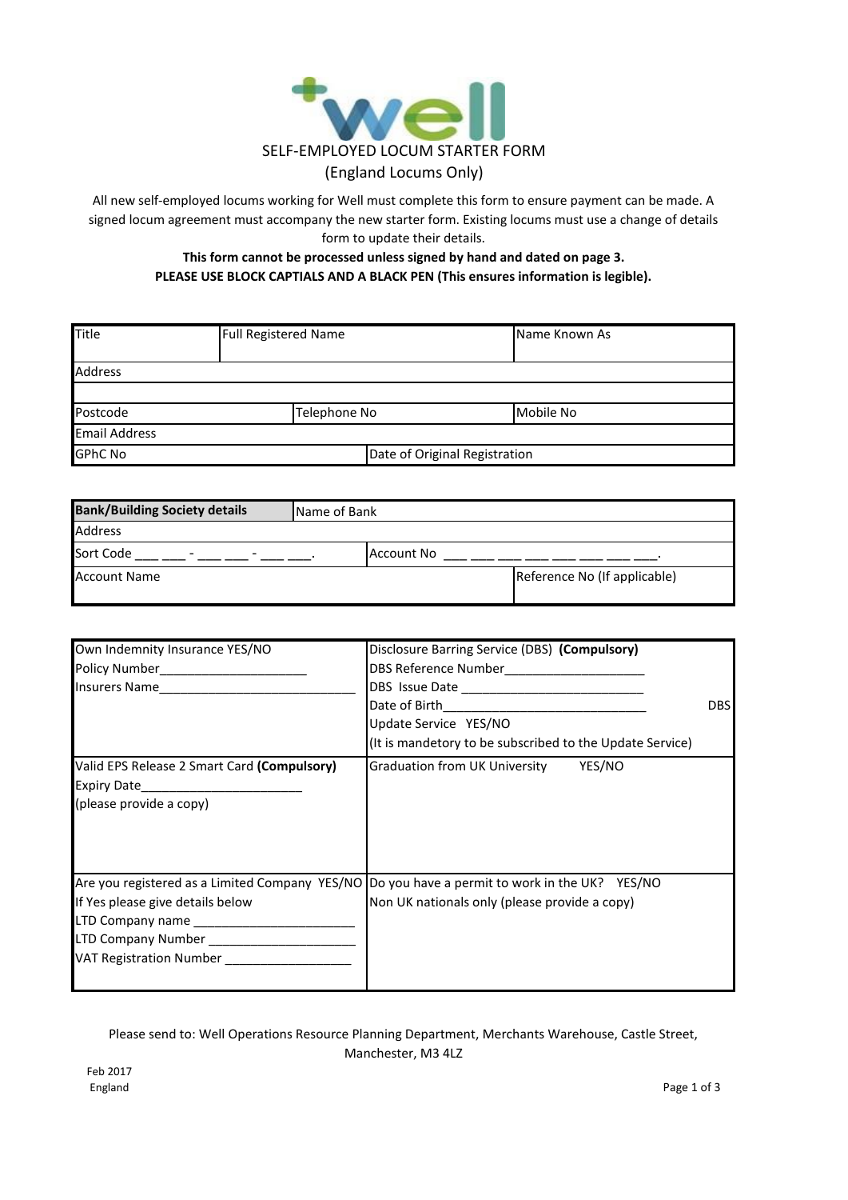# SELF-EMPLOYED LOCUM STARTER FORM

## (England Locums Only)

All new self-employed locums working for Well must complete this form to ensure payment can be made. A signed locum agreement must accompany the new starter form. Existing locums must use a change of details form to update their details.

**This form cannot be processed unless signed by hand and dated on page 3.**

**PLEASE USE BLOCK CAPTIALS AND A BLACK PEN (This ensures information is legible).**

| Title | Full Registered Name | | Name Known As |
|---|---|---|---|
| Address | | | |
| | | | |
| Postcode | Telephone No | | Mobile No |
| Email Address | | | |
| GPhC No | | Date of Original Registration | |

| **Bank/Building Society details** | Name of Bank | |
|---|---|---|
| Address | | |
| Sort Code ___ ___ - ___ ___ - ___ ___. | Account No ___ ___ ___ ___ ___ ___ ___ ___. | |
| Account Name | | Reference No (If applicable) |

| | |
|---|---|
| Own Indemnity Insurance YES/NO<br>Policy Number____________________<br>Insurers Name___________________________ | Disclosure Barring Service (DBS) **(Compulsory)**<br>DBS Reference Number____________________<br>DBS Issue Date _________________________<br>Date of Birth____________________________ DBS<br>Update Service YES/NO<br>(It is mandetory to be subscribed to the Update Service) |
| Valid EPS Release 2 Smart Card **(Compulsory)**<br>Expiry Date______________________<br>(please provide a copy) | Graduation from UK University YES/NO |
| Are you registered as a Limited Company YES/NO<br>If Yes please give details below<br>LTD Company name ______________________<br>LTD Company Number ____________________<br>VAT Registration Number __________________ | Do you have a permit to work in the UK? YES/NO<br>Non UK nationals only (please provide a copy) |

Please send to: Well Operations Resource Planning Department, Merchants Warehouse, Castle Street, Manchester, M3 4LZ

Feb 2017
England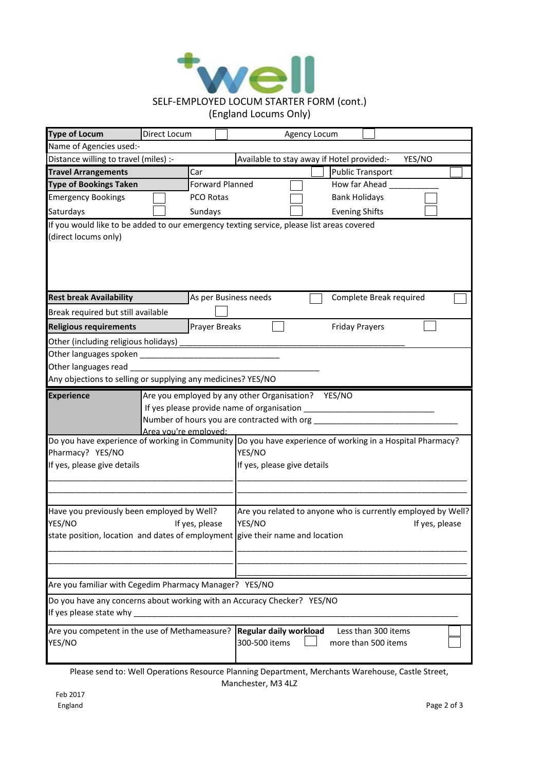# SELF-EMPLOYED LOCUM STARTER FORM (cont.)
(England Locums Only)

| **Type of Locum** | Direct Locum ☐ | Agency Locum ☐ |
|---|---|---|
| Name of Agencies used:- | | |
| Distance willing to travel (miles) :- | Available to stay away if Hotel provided:- YES/NO | |

| **Travel Arrangements** | Car ☐ | Public Transport ☐ |
|---|---|---|
| **Type of Bookings Taken** | Forward Planned ☐ | How far Ahead ___________ |
| Emergency Bookings ☐ | PCO Rotas ☐ | Bank Holidays ☐ |
| Saturdays ☐ | Sundays ☐ | Evening Shifts ☐ |

If you would like to be added to our emergency texting service, please list areas covered (direct locums only)

| **Rest break Availability** | As per Business needs ☐ | Complete Break required ☐ |
|---|---|---|
| Break required but still available ☐ | | |
| **Religious requirements** | Prayer Breaks ☐ | Friday Prayers ☐ |

Other (including religious holidays) ___________________________________________________

Other languages spoken ______________________________

Other languages read ________________________________________

Any objections to selling or supplying any medicines? YES/NO

**Experience**

Are you employed by any other Organisation? YES/NO

If yes please provide name of organisation ____________________________

Number of hours you are contracted with org _______________________________

Area you're employed:

| Do you have experience of working in Community Pharmacy? YES/NO<br>If yes, please give details<br>________________________________________<br>________________________________________ | Do you have experience of working in a Hospital Pharmacy? YES/NO<br>If yes, please give details<br>________________________________________<br>________________________________________ |
|---|---|
| Have you previously been employed by Well? YES/NO If yes, please state position, location and dates of employment<br>________________________________________<br>________________________________________ | Are you related to anyone who is currently employed by Well? YES/NO If yes, please give their name and location<br>________________________________________<br>________________________________________<br>________________________________________ |

Are you familiar with Cegedim Pharmacy Manager? YES/NO

Do you have any concerns about working with an Accuracy Checker? YES/NO

If yes please state why ___________________________________________________________________________

| Are you competent in the use of Methameasure? YES/NO | **Regular daily workload** Less than 300 items ☐<br>300-500 items ☐ more than 500 items ☐ |
|---|---|

Please send to: Well Operations Resource Planning Department, Merchants Warehouse, Castle Street, Manchester, M3 4LZ

Feb 2017
England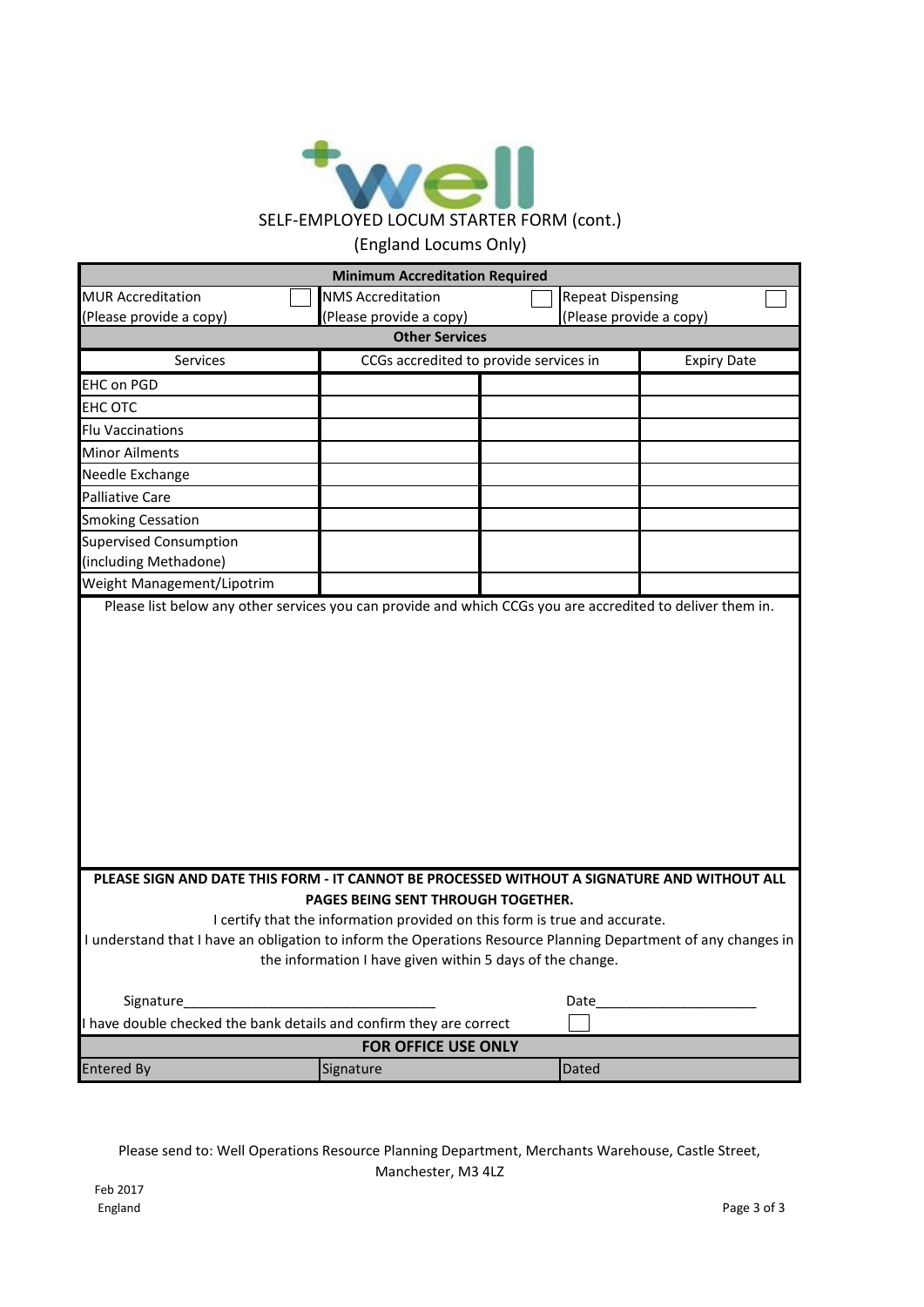# SELF-EMPLOYED LOCUM STARTER FORM (cont.)

(England Locums Only)

| Minimum Accreditation Required | | |
|---|---|---|
| MUR Accreditation ☐ (Please provide a copy) | NMS Accreditation ☐ (Please provide a copy) | Repeat Dispensing ☐ (Please provide a copy) |

**Other Services**

| Services | CCGs accredited to provide services in | | Expiry Date |
|---|---|---|---|
| EHC on PGD | | | |
| EHC OTC | | | |
| Flu Vaccinations | | | |
| Minor Ailments | | | |
| Needle Exchange | | | |
| Palliative Care | | | |
| Smoking Cessation | | | |
| Supervised Consumption (including Methadone) | | | |
| Weight Management/Lipotrim | | | |

Please list below any other services you can provide and which CCGs you are accredited to deliver them in.

**PLEASE SIGN AND DATE THIS FORM - IT CANNOT BE PROCESSED WITHOUT A SIGNATURE AND WITHOUT ALL PAGES BEING SENT THROUGH TOGETHER.**

I certify that the information provided on this form is true and accurate.

I understand that I have an obligation to inform the Operations Resource Planning Department of any changes in the information I have given within 5 days of the change.

Signature_________________________________ Date_____________________

I have double checked the bank details and confirm they are correct ☐

**FOR OFFICE USE ONLY**

| Entered By | Signature | Dated |
|---|---|---|

Please send to: Well Operations Resource Planning Department, Merchants Warehouse, Castle Street, Manchester, M3 4LZ

Feb 2017
England